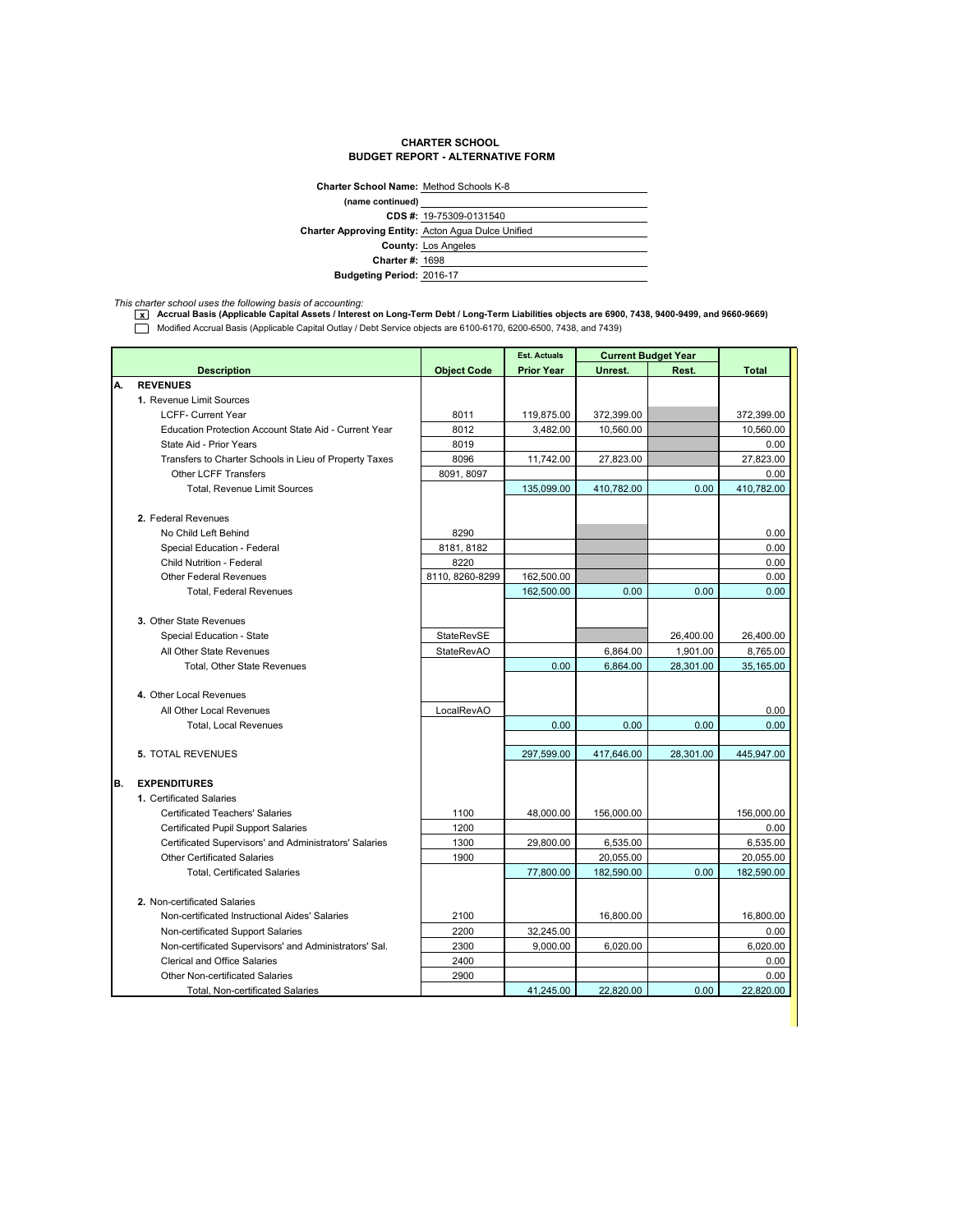**CHARTER SCHOOL**
**BUDGET REPORT - ALTERNATIVE FORM**

**Charter School Name:** Method Schools K-8
**(name continued)**
**CDS #:** 19-75309-0131540
**Charter Approving Entity:** Acton Agua Dulce Unified
**County:** Los Angeles
**Charter #:** 1698
**Budgeting Period:** 2016-17

*This charter school uses the following basis of accounting:*

- [x] **Accrual Basis (Applicable Capital Assets / Interest on Long-Term Debt / Long-Term Liabilities objects are 6900, 7438, 9400-9499, and 9660-9669)**
- [ ] Modified Accrual Basis (Applicable Capital Outlay / Debt Service objects are 6100-6170, 6200-6500, 7438, and 7439)

| | Description | Object Code | Est. Actuals Prior Year | Current Budget Year Unrest. | Current Budget Year Rest. | Total |
|---|---|---|---|---|---|---|
| **A.** | **REVENUES** | | | | | |
| | **1.** Revenue Limit Sources | | | | | |
| | LCFF- Current Year | 8011 | 119,875.00 | 372,399.00 | | 372,399.00 |
| | Education Protection Account State Aid - Current Year | 8012 | 3,482.00 | 10,560.00 | | 10,560.00 |
| | State Aid - Prior Years | 8019 | | | | 0.00 |
| | Transfers to Charter Schools in Lieu of Property Taxes | 8096 | 11,742.00 | 27,823.00 | | 27,823.00 |
| | Other LCFF Transfers | 8091, 8097 | | | | 0.00 |
| | Total, Revenue Limit Sources | | 135,099.00 | 410,782.00 | 0.00 | 410,782.00 |
| | **2.** Federal Revenues | | | | | |
| | No Child Left Behind | 8290 | | | | 0.00 |
| | Special Education - Federal | 8181, 8182 | | | | 0.00 |
| | Child Nutrition - Federal | 8220 | | | | 0.00 |
| | Other Federal Revenues | 8110, 8260-8299 | 162,500.00 | | | 0.00 |
| | Total, Federal Revenues | | 162,500.00 | 0.00 | 0.00 | 0.00 |
| | **3.** Other State Revenues | | | | | |
| | Special Education - State | StateRevSE | | | 26,400.00 | 26,400.00 |
| | All Other State Revenues | StateRevAO | | 6,864.00 | 1,901.00 | 8,765.00 |
| | Total, Other State Revenues | | 0.00 | 6,864.00 | 28,301.00 | 35,165.00 |
| | **4.** Other Local Revenues | | | | | |
| | All Other Local Revenues | LocalRevAO | | | | 0.00 |
| | Total, Local Revenues | | 0.00 | 0.00 | 0.00 | 0.00 |
| | **5.** TOTAL REVENUES | | 297,599.00 | 417,646.00 | 28,301.00 | 445,947.00 |
| **B.** | **EXPENDITURES** | | | | | |
| | **1.** Certificated Salaries | | | | | |
| | Certificated Teachers' Salaries | 1100 | 48,000.00 | 156,000.00 | | 156,000.00 |
| | Certificated Pupil Support Salaries | 1200 | | | | 0.00 |
| | Certificated Supervisors' and Administrators' Salaries | 1300 | 29,800.00 | 6,535.00 | | 6,535.00 |
| | Other Certificated Salaries | 1900 | | 20,055.00 | | 20,055.00 |
| | Total, Certificated Salaries | | 77,800.00 | 182,590.00 | 0.00 | 182,590.00 |
| | **2.** Non-certificated Salaries | | | | | |
| | Non-certificated Instructional Aides' Salaries | 2100 | | 16,800.00 | | 16,800.00 |
| | Non-certificated Support Salaries | 2200 | 32,245.00 | | | 0.00 |
| | Non-certificated Supervisors' and Administrators' Sal. | 2300 | 9,000.00 | 6,020.00 | | 6,020.00 |
| | Clerical and Office Salaries | 2400 | | | | 0.00 |
| | Other Non-certificated Salaries | 2900 | | | | 0.00 |
| | Total, Non-certificated Salaries | | 41,245.00 | 22,820.00 | 0.00 | 22,820.00 |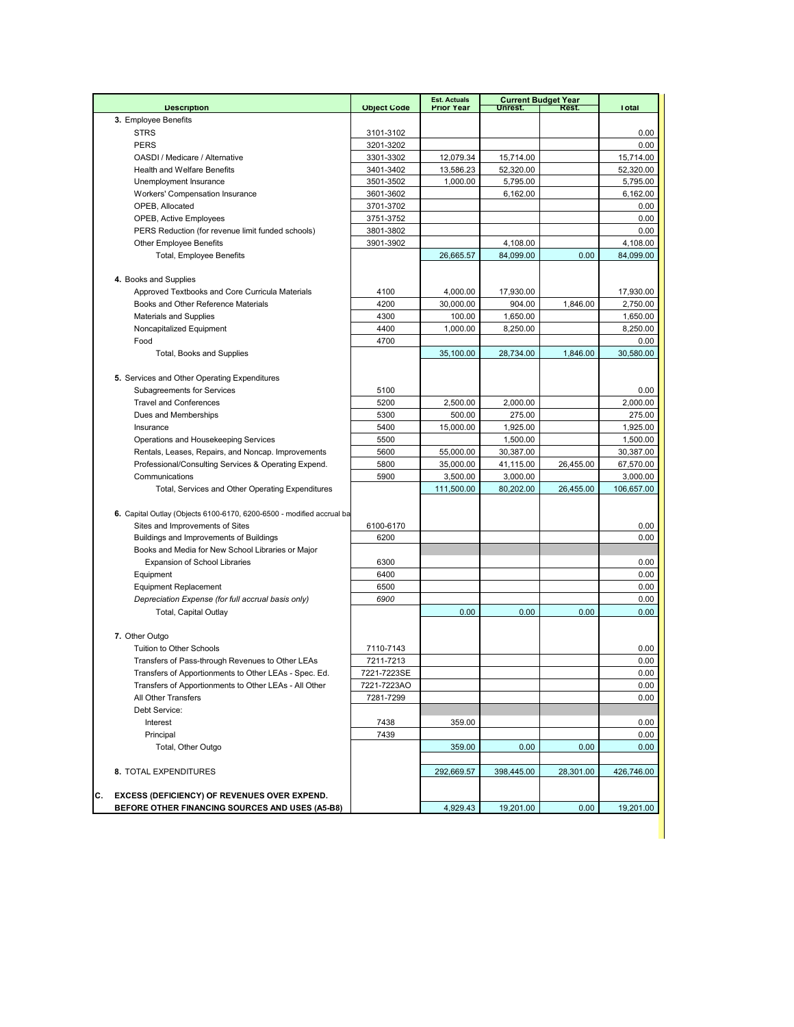| Description | Object Code | Est. Actuals Prior Year | Current Budget Year Unrest. | Rest. | Total |
|---|---|---|---|---|---|
| **3.** Employee Benefits | | | | | |
| STRS | 3101-3102 | | | | 0.00 |
| PERS | 3201-3202 | | | | 0.00 |
| OASDI / Medicare / Alternative | 3301-3302 | 12,079.34 | 15,714.00 | | 15,714.00 |
| Health and Welfare Benefits | 3401-3402 | 13,586.23 | 52,320.00 | | 52,320.00 |
| Unemployment Insurance | 3501-3502 | 1,000.00 | 5,795.00 | | 5,795.00 |
| Workers' Compensation Insurance | 3601-3602 | | 6,162.00 | | 6,162.00 |
| OPEB, Allocated | 3701-3702 | | | | 0.00 |
| OPEB, Active Employees | 3751-3752 | | | | 0.00 |
| PERS Reduction (for revenue limit funded schools) | 3801-3802 | | | | 0.00 |
| Other Employee Benefits | 3901-3902 | | 4,108.00 | | 4,108.00 |
| Total, Employee Benefits | | 26,665.57 | 84,099.00 | 0.00 | 84,099.00 |
| **4.** Books and Supplies | | | | | |
| Approved Textbooks and Core Curricula Materials | 4100 | 4,000.00 | 17,930.00 | | 17,930.00 |
| Books and Other Reference Materials | 4200 | 30,000.00 | 904.00 | 1,846.00 | 2,750.00 |
| Materials and Supplies | 4300 | 100.00 | 1,650.00 | | 1,650.00 |
| Noncapitalized Equipment | 4400 | 1,000.00 | 8,250.00 | | 8,250.00 |
| Food | 4700 | | | | 0.00 |
| Total, Books and Supplies | | 35,100.00 | 28,734.00 | 1,846.00 | 30,580.00 |
| **5.** Services and Other Operating Expenditures | | | | | |
| Subagreements for Services | 5100 | | | | 0.00 |
| Travel and Conferences | 5200 | 2,500.00 | 2,000.00 | | 2,000.00 |
| Dues and Memberships | 5300 | 500.00 | 275.00 | | 275.00 |
| Insurance | 5400 | 15,000.00 | 1,925.00 | | 1,925.00 |
| Operations and Housekeeping Services | 5500 | | 1,500.00 | | 1,500.00 |
| Rentals, Leases, Repairs, and Noncap. Improvements | 5600 | 55,000.00 | 30,387.00 | | 30,387.00 |
| Professional/Consulting Services & Operating Expend. | 5800 | 35,000.00 | 41,115.00 | 26,455.00 | 67,570.00 |
| Communications | 5900 | 3,500.00 | 3,000.00 | | 3,000.00 |
| Total, Services and Other Operating Expenditures | | 111,500.00 | 80,202.00 | 26,455.00 | 106,657.00 |
| **6.** Capital Outlay (Objects 6100-6170, 6200-6500 - modified accrual ba | | | | | |
| Sites and Improvements of Sites | 6100-6170 | | | | 0.00 |
| Buildings and Improvements of Buildings | 6200 | | | | 0.00 |
| Books and Media for New School Libraries or Major | | | | | |
| Expansion of School Libraries | 6300 | | | | 0.00 |
| Equipment | 6400 | | | | 0.00 |
| Equipment Replacement | 6500 | | | | 0.00 |
| *Depreciation Expense (for full accrual basis only)* | *6900* | | | | 0.00 |
| Total, Capital Outlay | | 0.00 | 0.00 | 0.00 | 0.00 |
| **7.** Other Outgo | | | | | |
| Tuition to Other Schools | 7110-7143 | | | | 0.00 |
| Transfers of Pass-through Revenues to Other LEAs | 7211-7213 | | | | 0.00 |
| Transfers of Apportionments to Other LEAs - Spec. Ed. | 7221-7223SE | | | | 0.00 |
| Transfers of Apportionments to Other LEAs - All Other | 7221-7223AO | | | | 0.00 |
| All Other Transfers | 7281-7299 | | | | 0.00 |
| Debt Service: | | | | | |
| Interest | 7438 | 359.00 | | | 0.00 |
| Principal | 7439 | | | | 0.00 |
| Total, Other Outgo | | 359.00 | 0.00 | 0.00 | 0.00 |
| **8.** TOTAL EXPENDITURES | | 292,669.57 | 398,445.00 | 28,301.00 | 426,746.00 |
| **C. EXCESS (DEFICIENCY) OF REVENUES OVER EXPEND. BEFORE OTHER FINANCING SOURCES AND USES (A5-B8)** | | 4,929.43 | 19,201.00 | 0.00 | 19,201.00 |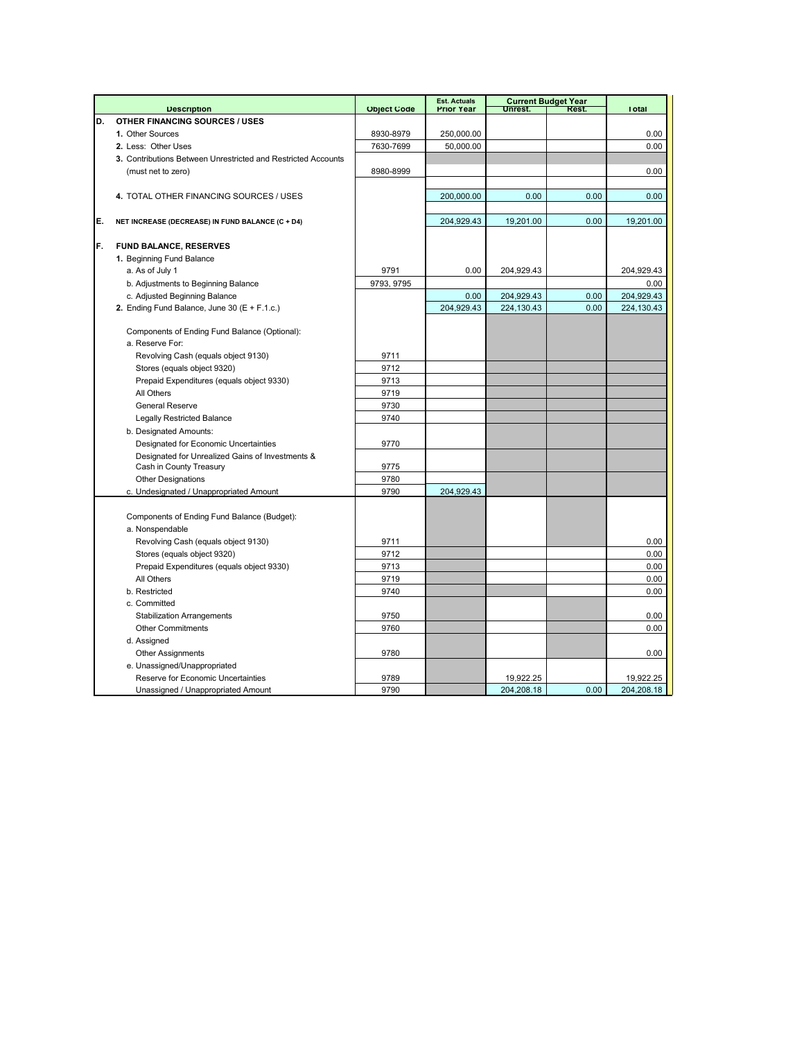| | Description | Object Code | Est. Actuals Prior Year | Current Budget Year Unrest. | Rest. | Total |
|---|---|---|---|---|---|---|
| D. | OTHER FINANCING SOURCES / USES | | | | | |
| | 1. Other Sources | 8930-8979 | 250,000.00 | | | 0.00 |
| | 2. Less: Other Uses | 7630-7699 | 50,000.00 | | | 0.00 |
| | 3. Contributions Between Unrestricted and Restricted Accounts (must net to zero) | 8980-8999 | | | | 0.00 |
| | 4. TOTAL OTHER FINANCING SOURCES / USES | | 200,000.00 | 0.00 | 0.00 | 0.00 |
| E. | NET INCREASE (DECREASE) IN FUND BALANCE (C + D4) | | 204,929.43 | 19,201.00 | 0.00 | 19,201.00 |
| F. | FUND BALANCE, RESERVES | | | | | |
| | 1. Beginning Fund Balance | | | | | |
| | a. As of July 1 | 9791 | 0.00 | 204,929.43 | | 204,929.43 |
| | b. Adjustments to Beginning Balance | 9793, 9795 | | | | 0.00 |
| | c. Adjusted Beginning Balance | | 0.00 | 204,929.43 | 0.00 | 204,929.43 |
| | 2. Ending Fund Balance, June 30 (E + F.1.c.) | | 204,929.43 | 224,130.43 | 0.00 | 224,130.43 |
| | Components of Ending Fund Balance (Optional): | | | | | |
| | a. Reserve For: | | | | | |
| | Revolving Cash (equals object 9130) | 9711 | | | | |
| | Stores (equals object 9320) | 9712 | | | | |
| | Prepaid Expenditures (equals object 9330) | 9713 | | | | |
| | All Others | 9719 | | | | |
| | General Reserve | 9730 | | | | |
| | Legally Restricted Balance | 9740 | | | | |
| | b. Designated Amounts: | | | | | |
| | Designated for Economic Uncertainties | 9770 | | | | |
| | Designated for Unrealized Gains of Investments & Cash in County Treasury | 9775 | | | | |
| | Other Designations | 9780 | | | | |
| | c. Undesignated / Unappropriated Amount | 9790 | 204,929.43 | | | |
| | Components of Ending Fund Balance (Budget): | | | | | |
| | a. Nonspendable | | | | | |
| | Revolving Cash (equals object 9130) | 9711 | | | | 0.00 |
| | Stores (equals object 9320) | 9712 | | | | 0.00 |
| | Prepaid Expenditures (equals object 9330) | 9713 | | | | 0.00 |
| | All Others | 9719 | | | | 0.00 |
| | b. Restricted | 9740 | | | | 0.00 |
| | c. Committed | | | | | |
| | Stabilization Arrangements | 9750 | | | | 0.00 |
| | Other Commitments | 9760 | | | | 0.00 |
| | d. Assigned | | | | | |
| | Other Assignments | 9780 | | | | 0.00 |
| | e. Unassigned/Unappropriated | | | | | |
| | Reserve for Economic Uncertainties | 9789 | | 19,922.25 | | 19,922.25 |
| | Unassigned / Unappropriated Amount | 9790 | | 204,208.18 | 0.00 | 204,208.18 |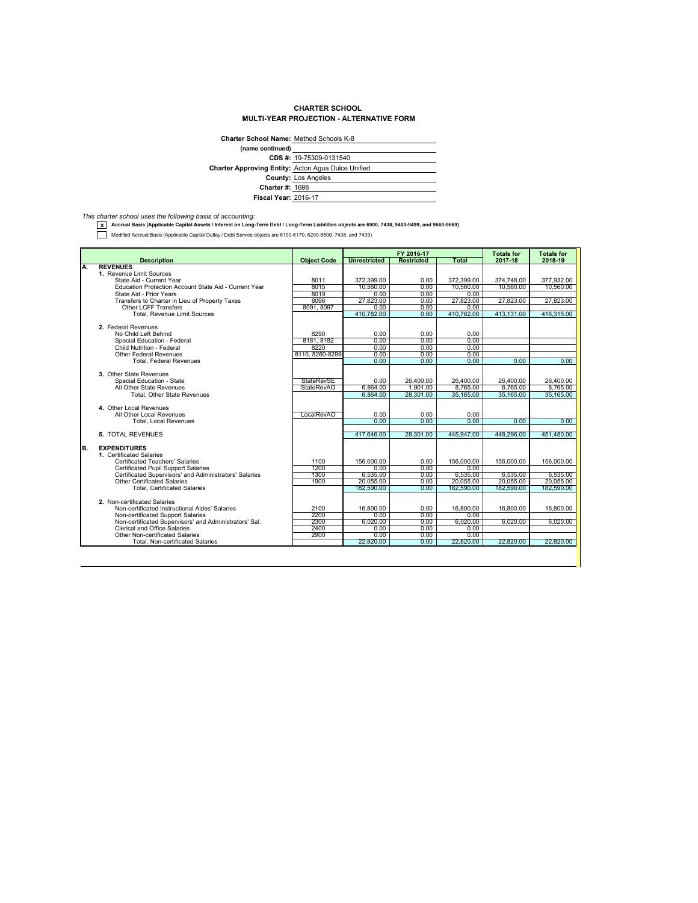**CHARTER SCHOOL**
**MULTI-YEAR PROJECTION - ALTERNATIVE FORM**

**Charter School Name:** Method Schools K-8
**(name continued)**
**CDS #:** 19-75309-0131540
**Charter Approving Entity:** Acton Agua Dulce Unified
**County:** Los Angeles
**Charter #:** 1698
**Fiscal Year:** 2016-17

*This charter school uses the following basis of accounting:*

- [x] **Accrual Basis (Applicable Capital Assets / Interest on Long-Term Debt / Long-Term Liabilities objects are 6900, 7438, 9400-9499, and 9660-9669)**
- [ ] Modified Accrual Basis (Applicable Capital Outlay / Debt Service objects are 6100-6170, 6200-6500, 7438, and 7439)

| | Description | Object Code | FY 2016-17 Unrestricted | FY 2016-17 Restricted | FY 2016-17 Total | Totals for 2017-18 | Totals for 2018-19 |
|---|---|---|---|---|---|---|---|
| **A.** | **REVENUES** | | | | | | |
| | **1.** Revenue Limit Sources | | | | | | |
| | State Aid - Current Year | 8011 | 372,399.00 | 0.00 | 372,399.00 | 374,748.00 | 377,932.00 |
| | Education Protection Account State Aid - Current Year | 8015 | 10,560.00 | 0.00 | 10,560.00 | 10,560.00 | 10,560.00 |
| | State Aid - Prior Years | 8019 | 0.00 | 0.00 | 0.00 | | |
| | Transfers to Charter in Lieu of Property Taxes | 8096 | 27,823.00 | 0.00 | 27,823.00 | 27,823.00 | 27,823.00 |
| | Other LCFF Transfers | 8091, 8097 | 0.00 | 0.00 | 0.00 | | |
| | Total, Revenue Limit Sources | | 410,782.00 | 0.00 | 410,782.00 | 413,131.00 | 416,315.00 |
| | **2.** Federal Revenues | | | | | | |
| | No Child Left Behind | 8290 | 0.00 | 0.00 | 0.00 | | |
| | Special Education - Federal | 8181, 8182 | 0.00 | 0.00 | 0.00 | | |
| | Child Nutrition - Federal | 8220 | 0.00 | 0.00 | 0.00 | | |
| | Other Federal Revenues | 8110, 8260-8299 | 0.00 | 0.00 | 0.00 | | |
| | Total, Federal Revenues | | 0.00 | 0.00 | 0.00 | 0.00 | 0.00 |
| | **3.** Other State Revenues | | | | | | |
| | Special Education - State | StateRevSE | 0.00 | 26,400.00 | 26,400.00 | 26,400.00 | 26,400.00 |
| | All Other State Revenues | StateRevAO | 6,864.00 | 1,901.00 | 8,765.00 | 8,765.00 | 8,765.00 |
| | Total, Other State Revenues | | 6,864.00 | 28,301.00 | 35,165.00 | 35,165.00 | 35,165.00 |
| | **4.** Other Local Revenues | | | | | | |
| | All Other Local Revenues | LocalRevAO | 0.00 | 0.00 | 0.00 | | |
| | Total, Local Revenues | | 0.00 | 0.00 | 0.00 | 0.00 | 0.00 |
| | **5.** TOTAL REVENUES | | 417,646.00 | 28,301.00 | 445,947.00 | 448,296.00 | 451,480.00 |
| **B.** | **EXPENDITURES** | | | | | | |
| | **1.** Certificated Salaries | | | | | | |
| | Certificated Teachers' Salaries | 1100 | 156,000.00 | 0.00 | 156,000.00 | 156,000.00 | 156,000.00 |
| | Certificated Pupil Support Salaries | 1200 | 0.00 | 0.00 | 0.00 | | |
| | Certificated Supervisors' and Administrators' Salaries | 1300 | 6,535.00 | 0.00 | 6,535.00 | 6,535.00 | 6,535.00 |
| | Other Certificated Salaries | 1900 | 20,055.00 | 0.00 | 20,055.00 | 20,055.00 | 20,055.00 |
| | Total, Certificated Salaries | | 182,590.00 | 0.00 | 182,590.00 | 182,590.00 | 182,590.00 |
| | **2.** Non-certificated Salaries | | | | | | |
| | Non-certificated Instructional Aides' Salaries | 2100 | 16,800.00 | 0.00 | 16,800.00 | 16,800.00 | 16,800.00 |
| | Non-certificated Support Salaries | 2200 | 0.00 | 0.00 | 0.00 | | |
| | Non-certificated Supervisors' and Administrators' Sal. | 2300 | 6,020.00 | 0.00 | 6,020.00 | 6,020.00 | 6,020.00 |
| | Clerical and Office Salaries | 2400 | 0.00 | 0.00 | 0.00 | | |
| | Other Non-certificated Salaries | 2900 | 0.00 | 0.00 | 0.00 | | |
| | Total, Non-certificated Salaries | | 22,820.00 | 0.00 | 22,820.00 | 22,820.00 | 22,820.00 |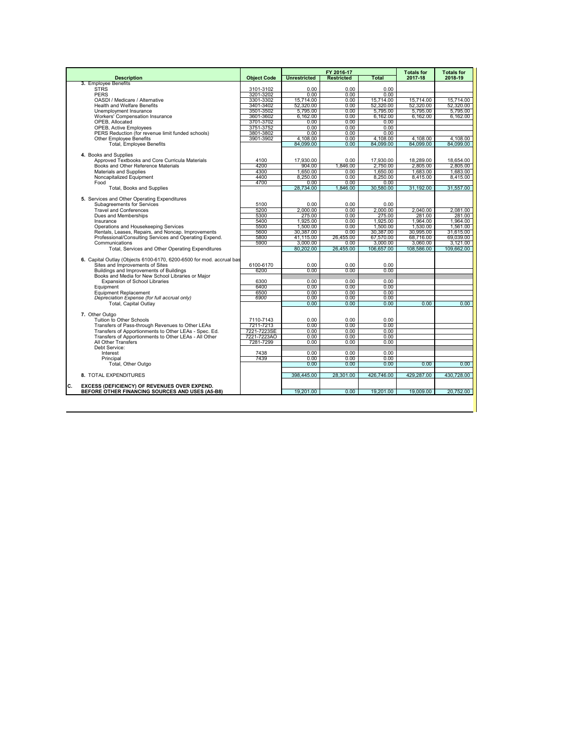| Description | Object Code | FY 2016-17 Unrestricted | FY 2016-17 Restricted | FY 2016-17 Total | Totals for 2017-18 | Totals for 2018-19 |
|---|---|---|---|---|---|---|
| **3.** Employee Benefits | | | | | | |
| STRS | 3101-3102 | 0.00 | 0.00 | 0.00 | | |
| PERS | 3201-3202 | 0.00 | 0.00 | 0.00 | | |
| OASDI / Medicare / Alternative | 3301-3302 | 15,714.00 | 0.00 | 15,714.00 | 15,714.00 | 15,714.00 |
| Health and Welfare Benefits | 3401-3402 | 52,320.00 | 0.00 | 52,320.00 | 52,320.00 | 52,320.00 |
| Unemployment Insurance | 3501-3502 | 5,795.00 | 0.00 | 5,795.00 | 5,795.00 | 5,795.00 |
| Workers' Compensation Insurance | 3601-3602 | 6,162.00 | 0.00 | 6,162.00 | 6,162.00 | 6,162.00 |
| OPEB, Allocated | 3701-3702 | 0.00 | 0.00 | 0.00 | | |
| OPEB, Active Employees | 3751-3752 | 0.00 | 0.00 | 0.00 | | |
| PERS Reduction (for revenue limit funded schools) | 3801-3802 | 0.00 | 0.00 | 0.00 | | |
| Other Employee Benefits | 3901-3902 | 4,108.00 | 0.00 | 4,108.00 | 4,108.00 | 4,108.00 |
| Total, Employee Benefits | | 84,099.00 | 0.00 | 84,099.00 | 84,099.00 | 84,099.00 |
| **4.** Books and Supplies | | | | | | |
| Approved Textbooks and Core Curricula Materials | 4100 | 17,930.00 | 0.00 | 17,930.00 | 18,289.00 | 18,654.00 |
| Books and Other Reference Materials | 4200 | 904.00 | 1,846.00 | 2,750.00 | 2,805.00 | 2,805.00 |
| Materials and Supplies | 4300 | 1,650.00 | 0.00 | 1,650.00 | 1,683.00 | 1,683.00 |
| Noncapitalized Equipment | 4400 | 8,250.00 | 0.00 | 8,250.00 | 8,415.00 | 8,415.00 |
| Food | 4700 | 0.00 | 0.00 | 0.00 | | |
| Total, Books and Supplies | | 28,734.00 | 1,846.00 | 30,580.00 | 31,192.00 | 31,557.00 |
| **5.** Services and Other Operating Expenditures | | | | | | |
| Subagreements for Services | 5100 | 0.00 | 0.00 | 0.00 | | |
| Travel and Conferences | 5200 | 2,000.00 | 0.00 | 2,000.00 | 2,040.00 | 2,081.00 |
| Dues and Memberships | 5300 | 275.00 | 0.00 | 275.00 | 281.00 | 281.00 |
| Insurance | 5400 | 1,925.00 | 0.00 | 1,925.00 | 1,964.00 | 1,964.00 |
| Operations and Housekeeping Services | 5500 | 1,500.00 | 0.00 | 1,500.00 | 1,530.00 | 1,561.00 |
| Rentals, Leases, Repairs, and Noncap. Improvements | 5600 | 30,387.00 | 0.00 | 30,387.00 | 30,995.00 | 31,615.00 |
| Professional/Consulting Services and Operating Expend. | 5800 | 41,115.00 | 26,455.00 | 67,570.00 | 68,716.00 | 69,039.00 |
| Communications | 5900 | 3,000.00 | 0.00 | 3,000.00 | 3,060.00 | 3,121.00 |
| Total, Services and Other Operating Expenditures | | 80,202.00 | 26,455.00 | 106,657.00 | 108,586.00 | 109,662.00 |
| **6.** Capital Outlay (Objects 6100-6170, 6200-6500 for mod. accrual bas | | | | | | |
| Sites and Improvements of Sites | 6100-6170 | 0.00 | 0.00 | 0.00 | | |
| Buildings and Improvements of Buildings | 6200 | 0.00 | 0.00 | 0.00 | | |
| Books and Media for New School Libraries or Major Expansion of School Libraries | 6300 | 0.00 | 0.00 | 0.00 | | |
| Equipment | 6400 | 0.00 | 0.00 | 0.00 | | |
| Equipment Replacement | 6500 | 0.00 | 0.00 | 0.00 | | |
| *Depreciation Expense (for full accrual only)* | *6900* | 0.00 | 0.00 | 0.00 | | |
| Total, Capital Outlay | | 0.00 | 0.00 | 0.00 | 0.00 | 0.00 |
| **7.** Other Outgo | | | | | | |
| Tuition to Other Schools | 7110-7143 | 0.00 | 0.00 | 0.00 | | |
| Transfers of Pass-through Revenues to Other LEAs | 7211-7213 | 0.00 | 0.00 | 0.00 | | |
| Transfers of Apportionments to Other LEAs - Spec. Ed. | 7221-7223SE | 0.00 | 0.00 | 0.00 | | |
| Transfers of Apportionments to Other LEAs - All Other | 7221-7223AO | 0.00 | 0.00 | 0.00 | | |
| All Other Transfers | 7281-7299 | 0.00 | 0.00 | 0.00 | | |
| Debt Service: | | | | | | |
| Interest | 7438 | 0.00 | 0.00 | 0.00 | | |
| Principal | 7439 | 0.00 | 0.00 | 0.00 | | |
| Total, Other Outgo | | 0.00 | 0.00 | 0.00 | 0.00 | 0.00 |
| **8.** TOTAL EXPENDITURES | | 398,445.00 | 28,301.00 | 426,746.00 | 429,287.00 | 430,728.00 |
| **C. EXCESS (DEFICIENCY) OF REVENUES OVER EXPEND. BEFORE OTHER FINANCING SOURCES AND USES (A5-B8)** | | 19,201.00 | 0.00 | 19,201.00 | 19,009.00 | 20,752.00 |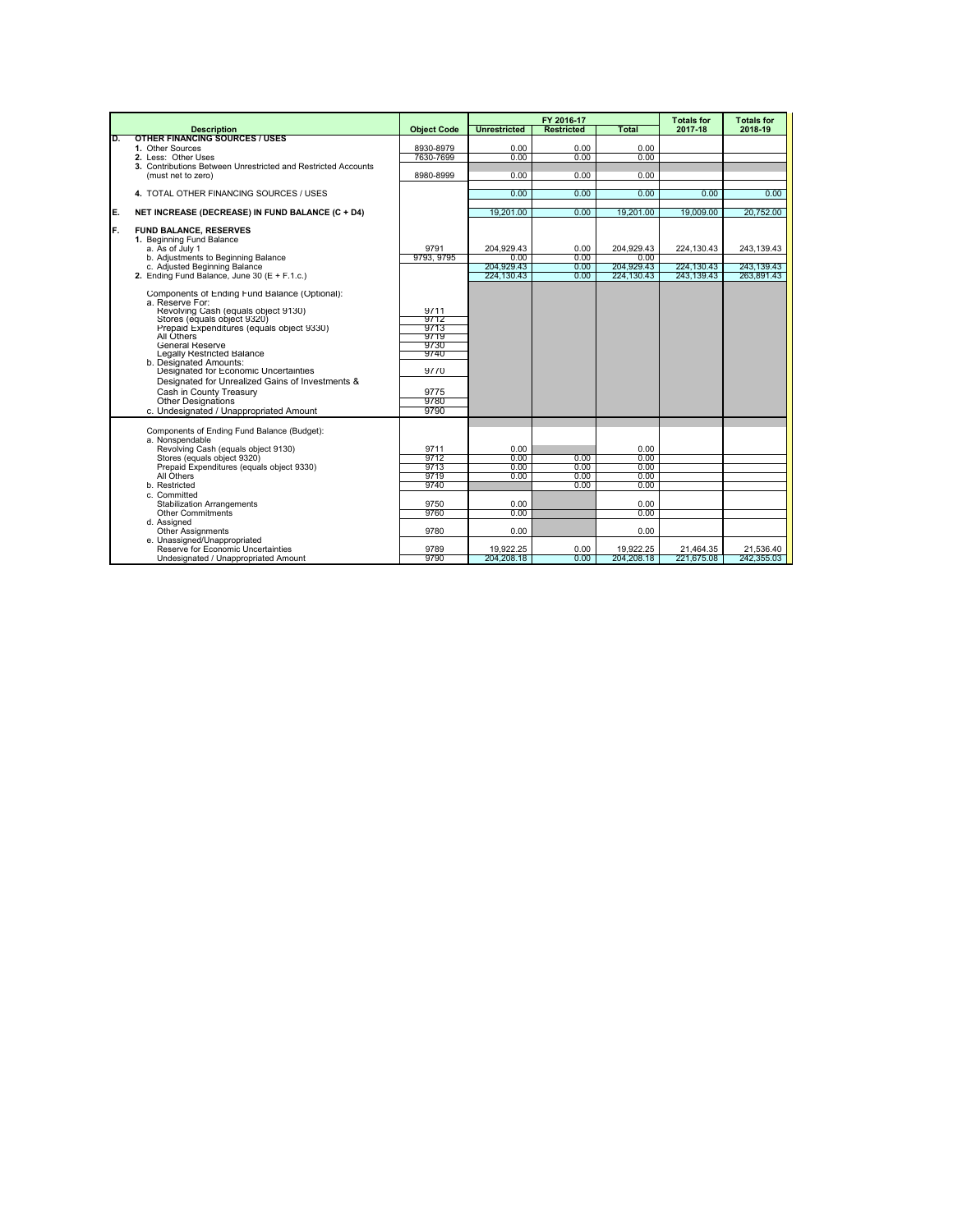| | Description | Object Code | FY 2016-17 Unrestricted | FY 2016-17 Restricted | FY 2016-17 Total | Totals for 2017-18 | Totals for 2018-19 |
|---|---|---|---|---|---|---|---|
| D. | **OTHER FINANCING SOURCES / USES** | | | | | | |
| | **1.** Other Sources | 8930-8979 | 0.00 | 0.00 | 0.00 | | |
| | **2.** Less: Other Uses | 7630-7699 | 0.00 | 0.00 | 0.00 | | |
| | **3.** Contributions Between Unrestricted and Restricted Accounts (must net to zero) | 8980-8999 | 0.00 | 0.00 | 0.00 | | |
| | **4.** TOTAL OTHER FINANCING SOURCES / USES | | 0.00 | 0.00 | 0.00 | 0.00 | 0.00 |
| E. | **NET INCREASE (DECREASE) IN FUND BALANCE (C + D4)** | | 19,201.00 | 0.00 | 19,201.00 | 19,009.00 | 20,752.00 |
| F. | **FUND BALANCE, RESERVES** | | | | | | |
| | **1.** Beginning Fund Balance | | | | | | |
| | a. As of July 1 | 9791 | 204,929.43 | 0.00 | 204,929.43 | 224,130.43 | 243,139.43 |
| | b. Adjustments to Beginning Balance | 9793, 9795 | 0.00 | 0.00 | 0.00 | | |
| | c. Adjusted Beginning Balance | | 204,929.43 | 0.00 | 204,929.43 | 224,130.43 | 243,139.43 |
| | **2.** Ending Fund Balance, June 30 (E + F.1.c.) | | 224,130.43 | 0.00 | 224,130.43 | 243,139.43 | 263,891.43 |
| | Components of Ending Fund Balance (Optional): | | | | | | |
| | a. Reserve For: | | | | | | |
| | Revolving Cash (equals object 9130) | 9711 | | | | | |
| | Stores (equals object 9320) | 9712 | | | | | |
| | Prepaid Expenditures (equals object 9330) | 9713 | | | | | |
| | All Others | 9719 | | | | | |
| | General Reserve | 9730 | | | | | |
| | Legally Restricted Balance | 9740 | | | | | |
| | b. Designated Amounts: | | | | | | |
| | Designated for Economic Uncertainties | 9770 | | | | | |
| | Designated for Unrealized Gains of Investments & Cash in County Treasury | 9775 | | | | | |
| | Other Designations | 9780 | | | | | |
| | c. Undesignated / Unappropriated Amount | 9790 | | | | | |
| | Components of Ending Fund Balance (Budget): | | | | | | |
| | a. Nonspendable | | | | | | |
| | Revolving Cash (equals object 9130) | 9711 | 0.00 | | 0.00 | | |
| | Stores (equals object 9320) | 9712 | 0.00 | 0.00 | 0.00 | | |
| | Prepaid Expenditures (equals object 9330) | 9713 | 0.00 | 0.00 | 0.00 | | |
| | All Others | 9719 | 0.00 | 0.00 | 0.00 | | |
| | b. Restricted | 9740 | | 0.00 | 0.00 | | |
| | c. Committed | | | | | | |
| | Stabilization Arrangements | 9750 | 0.00 | | 0.00 | | |
| | Other Commitments | 9760 | 0.00 | | 0.00 | | |
| | d. Assigned | | | | | | |
| | Other Assignments | 9780 | 0.00 | | 0.00 | | |
| | e. Unassigned/Unappropriated | | | | | | |
| | Reserve for Economic Uncertainties | 9789 | 19,922.25 | 0.00 | 19,922.25 | 21,464.35 | 21,536.40 |
| | Undesignated / Unappropriated Amount | 9790 | 204,208.18 | 0.00 | 204,208.18 | 221,675.08 | 242,355.03 |